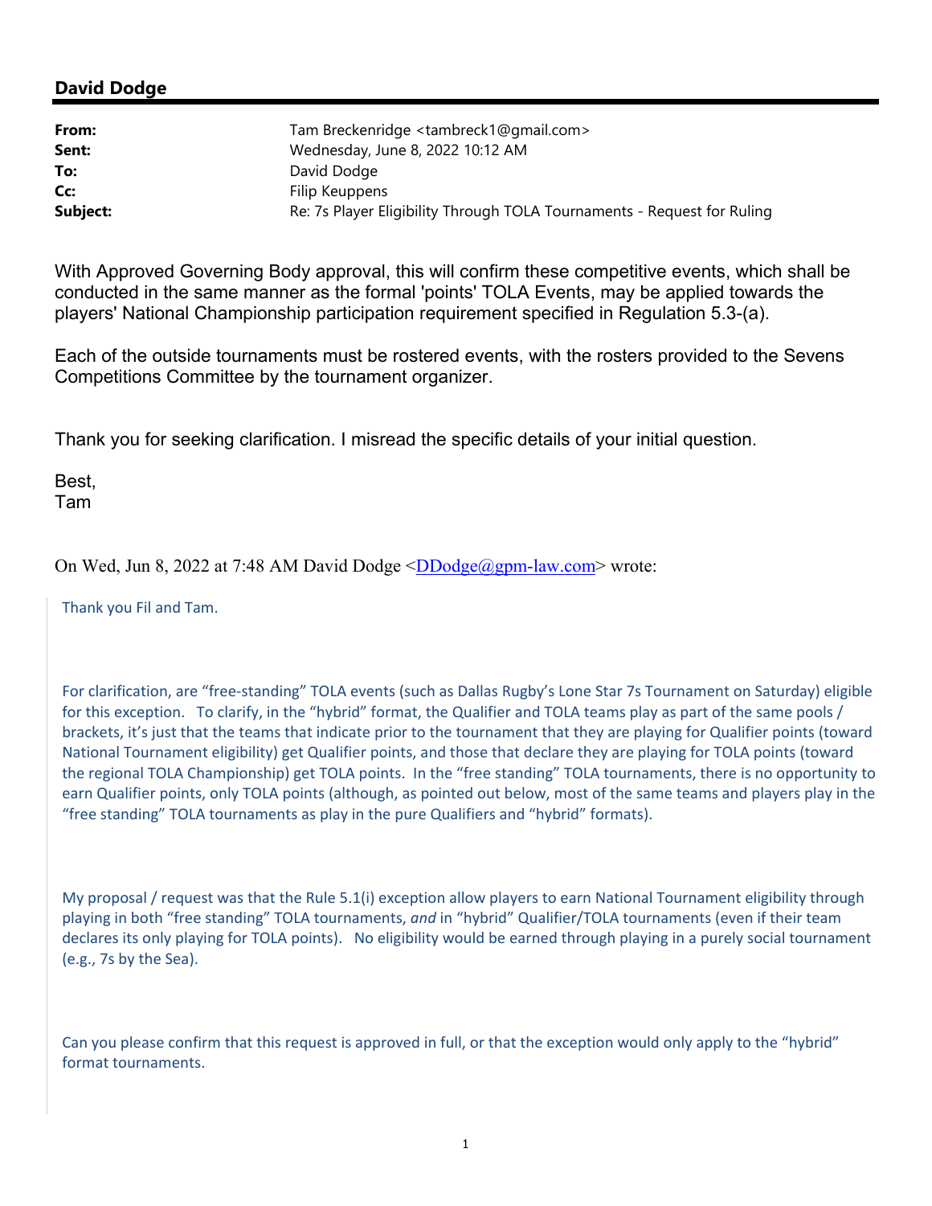## David Dodge

| | |
|---|---|
| **From:** | Tam Breckenridge <tambreck1@gmail.com> |
| **Sent:** | Wednesday, June 8, 2022 10:12 AM |
| **To:** | David Dodge |
| **Cc:** | Filip Keuppens |
| **Subject:** | Re: 7s Player Eligibility Through TOLA Tournaments - Request for Ruling |

With Approved Governing Body approval, this will confirm these competitive events, which shall be conducted in the same manner as the formal 'points' TOLA Events, may be applied towards the players' National Championship participation requirement specified in Regulation 5.3-(a).

Each of the outside tournaments must be rostered events, with the rosters provided to the Sevens Competitions Committee by the tournament organizer.

Thank you for seeking clarification. I misread the specific details of your initial question.

Best,
Tam

On Wed, Jun 8, 2022 at 7:48 AM David Dodge <DDodge@gpm-law.com> wrote:

> Thank you Fil and Tam.
>
> For clarification, are "free-standing" TOLA events (such as Dallas Rugby's Lone Star 7s Tournament on Saturday) eligible for this exception. To clarify, in the "hybrid" format, the Qualifier and TOLA teams play as part of the same pools / brackets, it's just that the teams that indicate prior to the tournament that they are playing for Qualifier points (toward National Tournament eligibility) get Qualifier points, and those that declare they are playing for TOLA points (toward the regional TOLA Championship) get TOLA points. In the "free standing" TOLA tournaments, there is no opportunity to earn Qualifier points, only TOLA points (although, as pointed out below, most of the same teams and players play in the "free standing" TOLA tournaments as play in the pure Qualifiers and "hybrid" formats).
>
> My proposal / request was that the Rule 5.1(i) exception allow players to earn National Tournament eligibility through playing in both "free standing" TOLA tournaments, *and* in "hybrid" Qualifier/TOLA tournaments (even if their team declares its only playing for TOLA points). No eligibility would be earned through playing in a purely social tournament (e.g., 7s by the Sea).
>
> Can you please confirm that this request is approved in full, or that the exception would only apply to the "hybrid" format tournaments.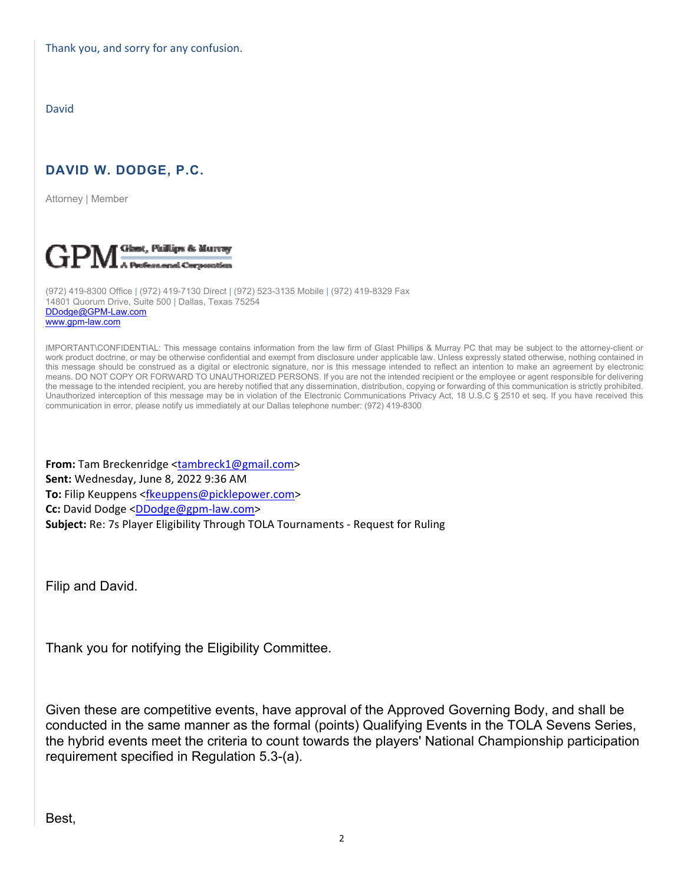Thank you, and sorry for any confusion.

David

**DAVID W. DODGE, P.C.**

Attorney | Member

GPM Glast, Phillips & Murray A Professional Corporation

(972) 419-8300 Office | (972) 419-7130 Direct | (972) 523-3135 Mobile | (972) 419-8329 Fax
14801 Quorum Drive, Suite 500 | Dallas, Texas 75254
DDodge@GPM-Law.com
www.gpm-law.com

IMPORTANT\CONFIDENTIAL: This message contains information from the law firm of Glast Phillips & Murray PC that may be subject to the attorney-client or work product doctrine, or may be otherwise confidential and exempt from disclosure under applicable law. Unless expressly stated otherwise, nothing contained in this message should be construed as a digital or electronic signature, nor is this message intended to reflect an intention to make an agreement by electronic means. DO NOT COPY OR FORWARD TO UNAUTHORIZED PERSONS. If you are not the intended recipient or the employee or agent responsible for delivering the message to the intended recipient, you are hereby notified that any dissemination, distribution, copying or forwarding of this communication is strictly prohibited. Unauthorized interception of this message may be in violation of the Electronic Communications Privacy Act, 18 U.S.C § 2510 et seq. If you have received this communication in error, please notify us immediately at our Dallas telephone number: (972) 419-8300

**From:** Tam Breckenridge <tambreck1@gmail.com>
**Sent:** Wednesday, June 8, 2022 9:36 AM
**To:** Filip Keuppens <fkeuppens@picklepower.com>
**Cc:** David Dodge <DDodge@gpm-law.com>
**Subject:** Re: 7s Player Eligibility Through TOLA Tournaments - Request for Ruling

Filip and David.

Thank you for notifying the Eligibility Committee.

Given these are competitive events, have approval of the Approved Governing Body, and shall be conducted in the same manner as the formal (points) Qualifying Events in the TOLA Sevens Series, the hybrid events meet the criteria to count towards the players' National Championship participation requirement specified in Regulation 5.3-(a).

Best,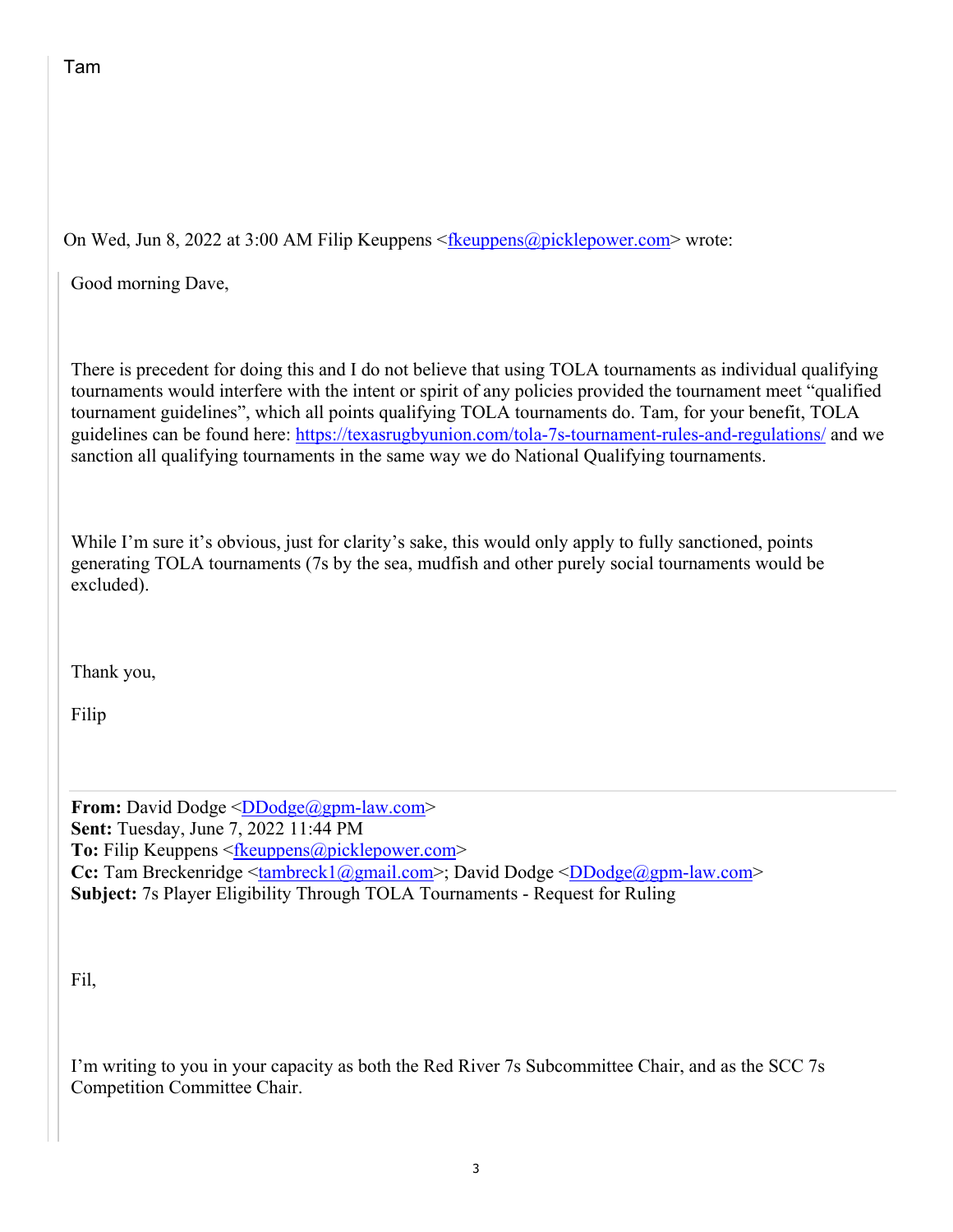Tam

On Wed, Jun 8, 2022 at 3:00 AM Filip Keuppens <fkeuppens@picklepower.com> wrote:

Good morning Dave,

There is precedent for doing this and I do not believe that using TOLA tournaments as individual qualifying tournaments would interfere with the intent or spirit of any policies provided the tournament meet "qualified tournament guidelines", which all points qualifying TOLA tournaments do. Tam, for your benefit, TOLA guidelines can be found here: https://texasrugbyunion.com/tola-7s-tournament-rules-and-regulations/ and we sanction all qualifying tournaments in the same way we do National Qualifying tournaments.

While I'm sure it's obvious, just for clarity's sake, this would only apply to fully sanctioned, points generating TOLA tournaments (7s by the sea, mudfish and other purely social tournaments would be excluded).

Thank you,

Filip

**From:** David Dodge <DDodge@gpm-law.com>
**Sent:** Tuesday, June 7, 2022 11:44 PM
**To:** Filip Keuppens <fkeuppens@picklepower.com>
**Cc:** Tam Breckenridge <tambreck1@gmail.com>; David Dodge <DDodge@gpm-law.com>
**Subject:** 7s Player Eligibility Through TOLA Tournaments - Request for Ruling

Fil,

I'm writing to you in your capacity as both the Red River 7s Subcommittee Chair, and as the SCC 7s Competition Committee Chair.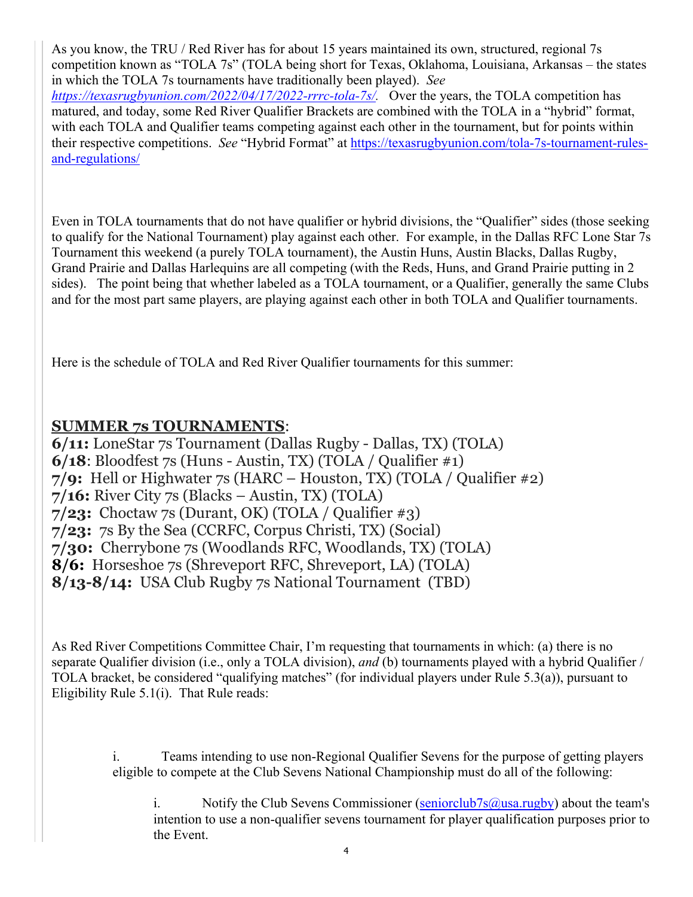As you know, the TRU / Red River has for about 15 years maintained its own, structured, regional 7s competition known as "TOLA 7s" (TOLA being short for Texas, Oklahoma, Louisiana, Arkansas – the states in which the TOLA 7s tournaments have traditionally been played). *See [https://texasrugbyunion.com/2022/04/17/2022-rrrc-tola-7s/](https://texasrugbyunion.com/2022/04/17/2022-rrrc-tola-7s/).* Over the years, the TOLA competition has matured, and today, some Red River Qualifier Brackets are combined with the TOLA in a "hybrid" format, with each TOLA and Qualifier teams competing against each other in the tournament, but for points within their respective competitions. *See* "Hybrid Format" at [https://texasrugbyunion.com/tola-7s-tournament-rules-and-regulations/](https://texasrugbyunion.com/tola-7s-tournament-rules-and-regulations/)

Even in TOLA tournaments that do not have qualifier or hybrid divisions, the "Qualifier" sides (those seeking to qualify for the National Tournament) play against each other. For example, in the Dallas RFC Lone Star 7s Tournament this weekend (a purely TOLA tournament), the Austin Huns, Austin Blacks, Dallas Rugby, Grand Prairie and Dallas Harlequins are all competing (with the Reds, Huns, and Grand Prairie putting in 2 sides). The point being that whether labeled as a TOLA tournament, or a Qualifier, generally the same Clubs and for the most part same players, are playing against each other in both TOLA and Qualifier tournaments.

Here is the schedule of TOLA and Red River Qualifier tournaments for this summer:

## SUMMER 7s TOURNAMENTS:

**6/11:** LoneStar 7s Tournament (Dallas Rugby - Dallas, TX) (TOLA)
**6/18**: Bloodfest 7s (Huns - Austin, TX) (TOLA / Qualifier #1)
**7/9:** Hell or Highwater 7s (HARC – Houston, TX) (TOLA / Qualifier #2)
**7/16:** River City 7s (Blacks – Austin, TX) (TOLA)
**7/23:** Choctaw 7s (Durant, OK) (TOLA / Qualifier #3)
**7/23:** 7s By the Sea (CCRFC, Corpus Christi, TX) (Social)
**7/30:** Cherrybone 7s (Woodlands RFC, Woodlands, TX) (TOLA)
**8/6:** Horseshoe 7s (Shreveport RFC, Shreveport, LA) (TOLA)
**8/13-8/14:** USA Club Rugby 7s National Tournament (TBD)

As Red River Competitions Committee Chair, I'm requesting that tournaments in which: (a) there is no separate Qualifier division (i.e., only a TOLA division), *and* (b) tournaments played with a hybrid Qualifier / TOLA bracket, be considered "qualifying matches" (for individual players under Rule 5.3(a)), pursuant to Eligibility Rule 5.1(i). That Rule reads:

> i. Teams intending to use non-Regional Qualifier Sevens for the purpose of getting players eligible to compete at the Club Sevens National Championship must do all of the following:
>
> > i. Notify the Club Sevens Commissioner ([seniorclub7s@usa.rugby](mailto:seniorclub7s@usa.rugby)) about the team's intention to use a non-qualifier sevens tournament for player qualification purposes prior to the Event.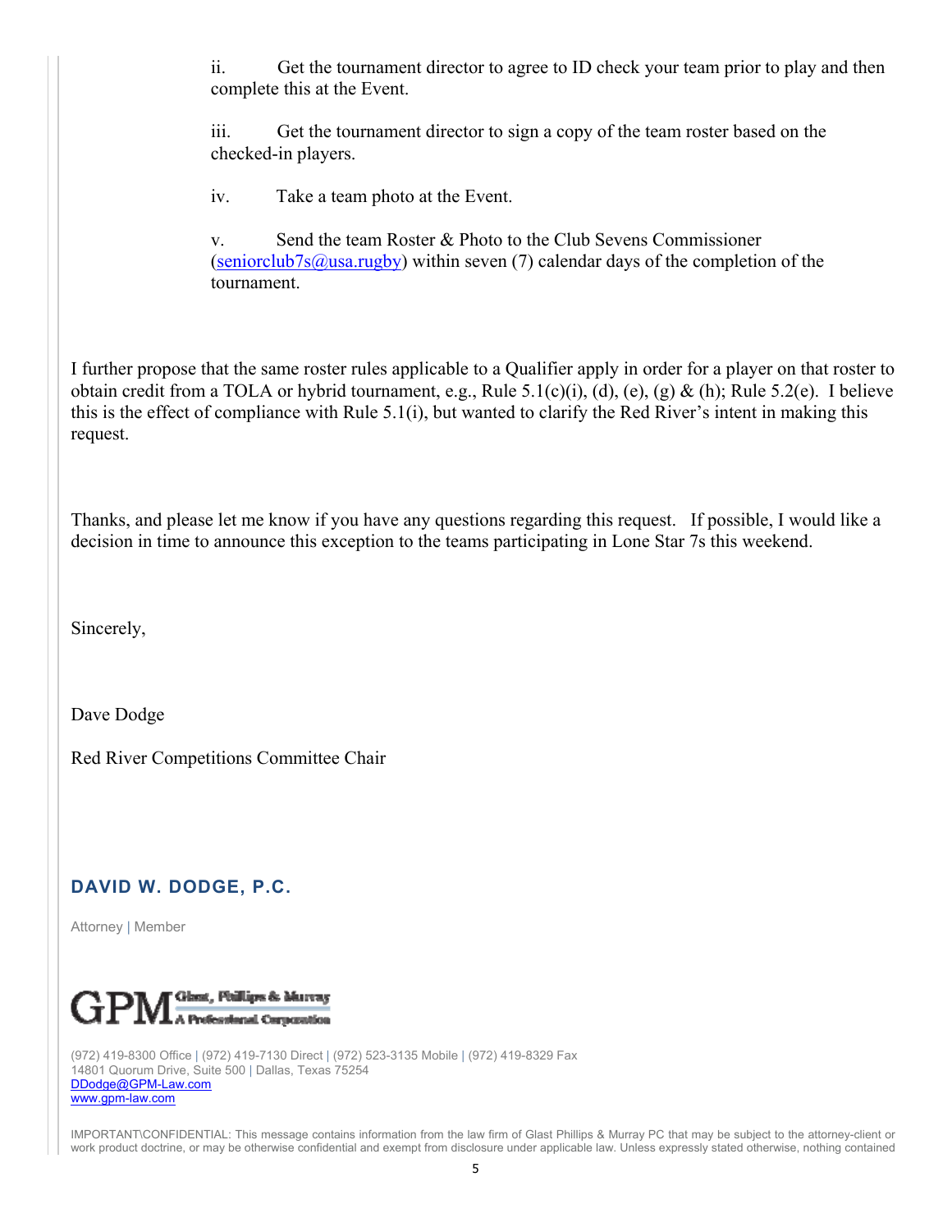ii. Get the tournament director to agree to ID check your team prior to play and then complete this at the Event.

iii. Get the tournament director to sign a copy of the team roster based on the checked-in players.

iv. Take a team photo at the Event.

v. Send the team Roster & Photo to the Club Sevens Commissioner (seniorclub7s@usa.rugby) within seven (7) calendar days of the completion of the tournament.

I further propose that the same roster rules applicable to a Qualifier apply in order for a player on that roster to obtain credit from a TOLA or hybrid tournament, e.g., Rule 5.1(c)(i), (d), (e), (g) & (h); Rule 5.2(e). I believe this is the effect of compliance with Rule 5.1(i), but wanted to clarify the Red River's intent in making this request.

Thanks, and please let me know if you have any questions regarding this request. If possible, I would like a decision in time to announce this exception to the teams participating in Lone Star 7s this weekend.

Sincerely,

Dave Dodge

Red River Competitions Committee Chair

**DAVID W. DODGE, P.C.**

Attorney | Member

GPM Glast, Phillips & Murray A Professional Corporation

(972) 419-8300 Office | (972) 419-7130 Direct | (972) 523-3135 Mobile | (972) 419-8329 Fax
14801 Quorum Drive, Suite 500 | Dallas, Texas 75254
DDodge@GPM-Law.com
www.gpm-law.com

IMPORTANT\CONFIDENTIAL: This message contains information from the law firm of Glast Phillips & Murray PC that may be subject to the attorney-client or work product doctrine, or may be otherwise confidential and exempt from disclosure under applicable law. Unless expressly stated otherwise, nothing contained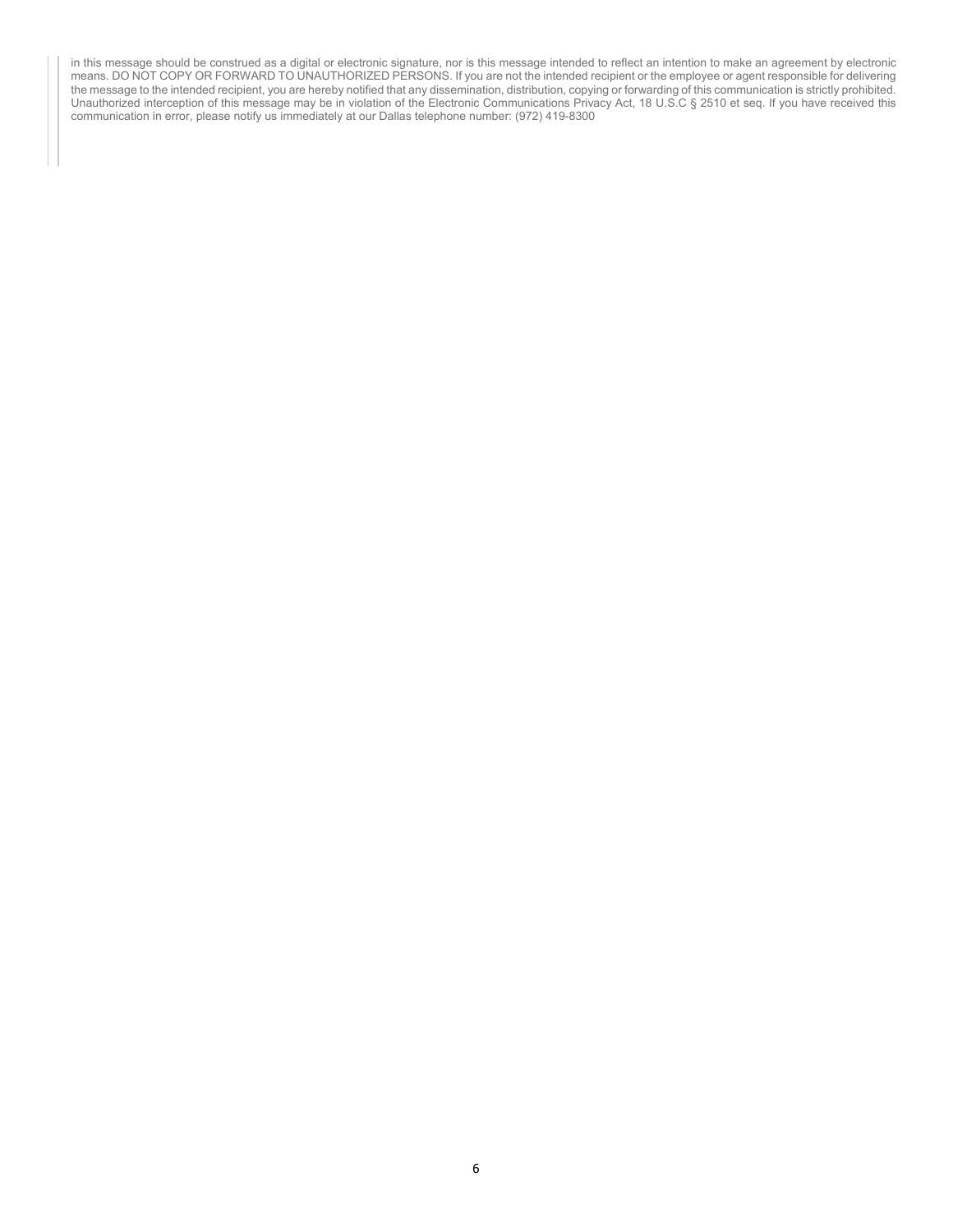in this message should be construed as a digital or electronic signature, nor is this message intended to reflect an intention to make an agreement by electronic means. DO NOT COPY OR FORWARD TO UNAUTHORIZED PERSONS. If you are not the intended recipient or the employee or agent responsible for delivering the message to the intended recipient, you are hereby notified that any dissemination, distribution, copying or forwarding of this communication is strictly prohibited. Unauthorized interception of this message may be in violation of the Electronic Communications Privacy Act, 18 U.S.C § 2510 et seq. If you have received this communication in error, please notify us immediately at our Dallas telephone number: (972) 419-8300